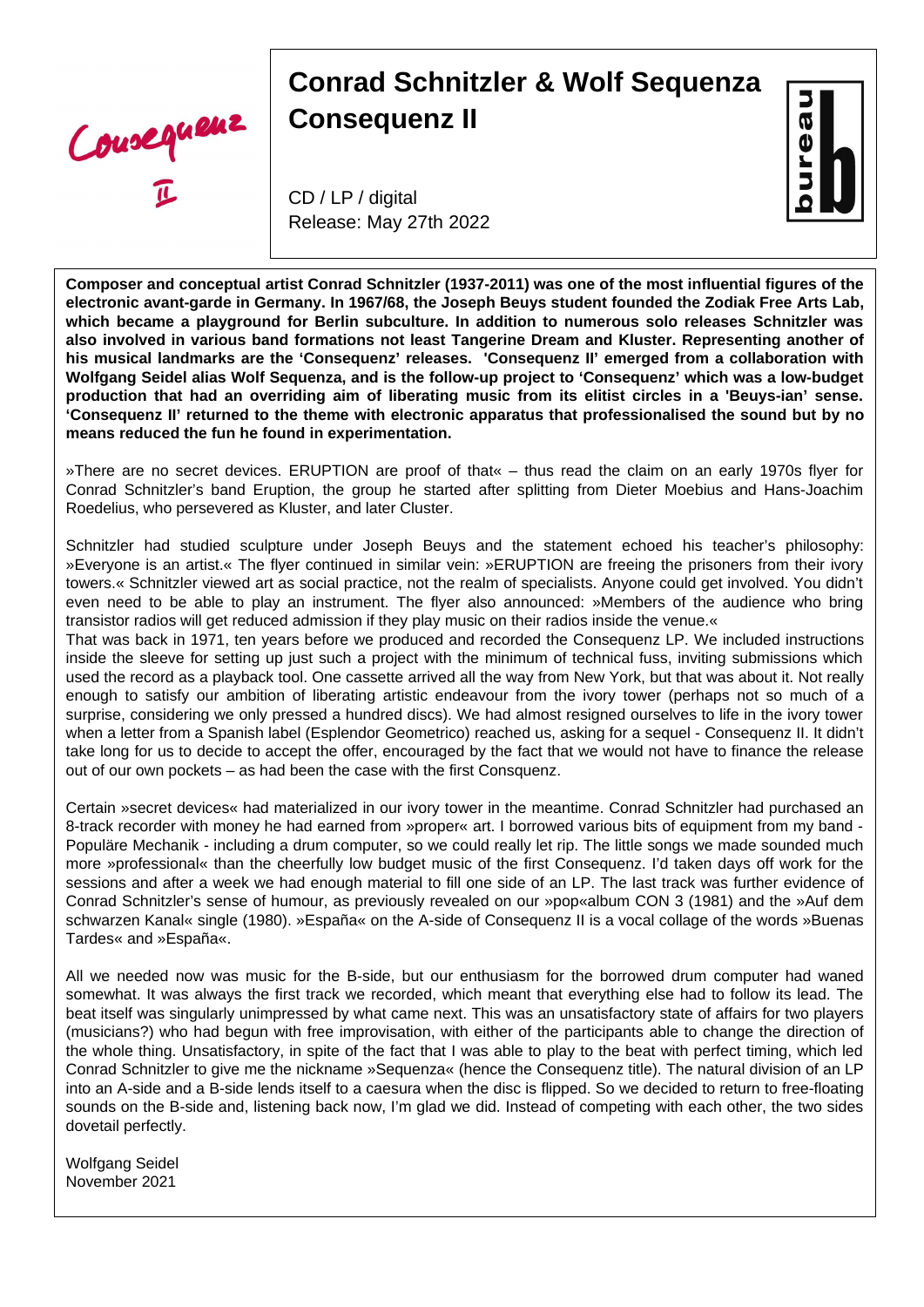# Conrad Schnitzler & Wolf Sequenza
# Consequenz II

CD / LP / digital
Release: May 27th 2022

**Composer and conceptual artist Conrad Schnitzler (1937-2011) was one of the most influential figures of the electronic avant-garde in Germany. In 1967/68, the Joseph Beuys student founded the Zodiak Free Arts Lab, which became a playground for Berlin subculture. In addition to numerous solo releases Schnitzler was also involved in various band formations not least Tangerine Dream and Kluster. Representing another of his musical landmarks are the 'Consequenz' releases. 'Consequenz II' emerged from a collaboration with Wolfgang Seidel alias Wolf Sequenza, and is the follow-up project to 'Consequenz' which was a low-budget production that had an overriding aim of liberating music from its elitist circles in a 'Beuys-ian' sense. 'Consequenz II' returned to the theme with electronic apparatus that professionalised the sound but by no means reduced the fun he found in experimentation.**

»There are no secret devices. ERUPTION are proof of that« – thus read the claim on an early 1970s flyer for Conrad Schnitzler's band Eruption, the group he started after splitting from Dieter Moebius and Hans-Joachim Roedelius, who persevered as Kluster, and later Cluster.

Schnitzler had studied sculpture under Joseph Beuys and the statement echoed his teacher's philosophy: »Everyone is an artist.« The flyer continued in similar vein: »ERUPTION are freeing the prisoners from their ivory towers.« Schnitzler viewed art as social practice, not the realm of specialists. Anyone could get involved. You didn't even need to be able to play an instrument. The flyer also announced: »Members of the audience who bring transistor radios will get reduced admission if they play music on their radios inside the venue.«
That was back in 1971, ten years before we produced and recorded the Consequenz LP. We included instructions inside the sleeve for setting up just such a project with the minimum of technical fuss, inviting submissions which used the record as a playback tool. One cassette arrived all the way from New York, but that was about it. Not really enough to satisfy our ambition of liberating artistic endeavour from the ivory tower (perhaps not so much of a surprise, considering we only pressed a hundred discs). We had almost resigned ourselves to life in the ivory tower when a letter from a Spanish label (Esplendor Geometrico) reached us, asking for a sequel - Consequenz II. It didn't take long for us to decide to accept the offer, encouraged by the fact that we would not have to finance the release out of our own pockets – as had been the case with the first Consquenz.

Certain »secret devices« had materialized in our ivory tower in the meantime. Conrad Schnitzler had purchased an 8-track recorder with money he had earned from »proper« art. I borrowed various bits of equipment from my band - Populäre Mechanik - including a drum computer, so we could really let rip. The little songs we made sounded much more »professional« than the cheerfully low budget music of the first Consequenz. I'd taken days off work for the sessions and after a week we had enough material to fill one side of an LP. The last track was further evidence of Conrad Schnitzler's sense of humour, as previously revealed on our »pop«album CON 3 (1981) and the »Auf dem schwarzen Kanal« single (1980). »España« on the A-side of Consequenz II is a vocal collage of the words »Buenas Tardes« and »España«.

All we needed now was music for the B-side, but our enthusiasm for the borrowed drum computer had waned somewhat. It was always the first track we recorded, which meant that everything else had to follow its lead. The beat itself was singularly unimpressed by what came next. This was an unsatisfactory state of affairs for two players (musicians?) who had begun with free improvisation, with either of the participants able to change the direction of the whole thing. Unsatisfactory, in spite of the fact that I was able to play to the beat with perfect timing, which led Conrad Schnitzler to give me the nickname »Sequenza« (hence the Consequenz title). The natural division of an LP into an A-side and a B-side lends itself to a caesura when the disc is flipped. So we decided to return to free-floating sounds on the B-side and, listening back now, I'm glad we did. Instead of competing with each other, the two sides dovetail perfectly.

Wolfgang Seidel
November 2021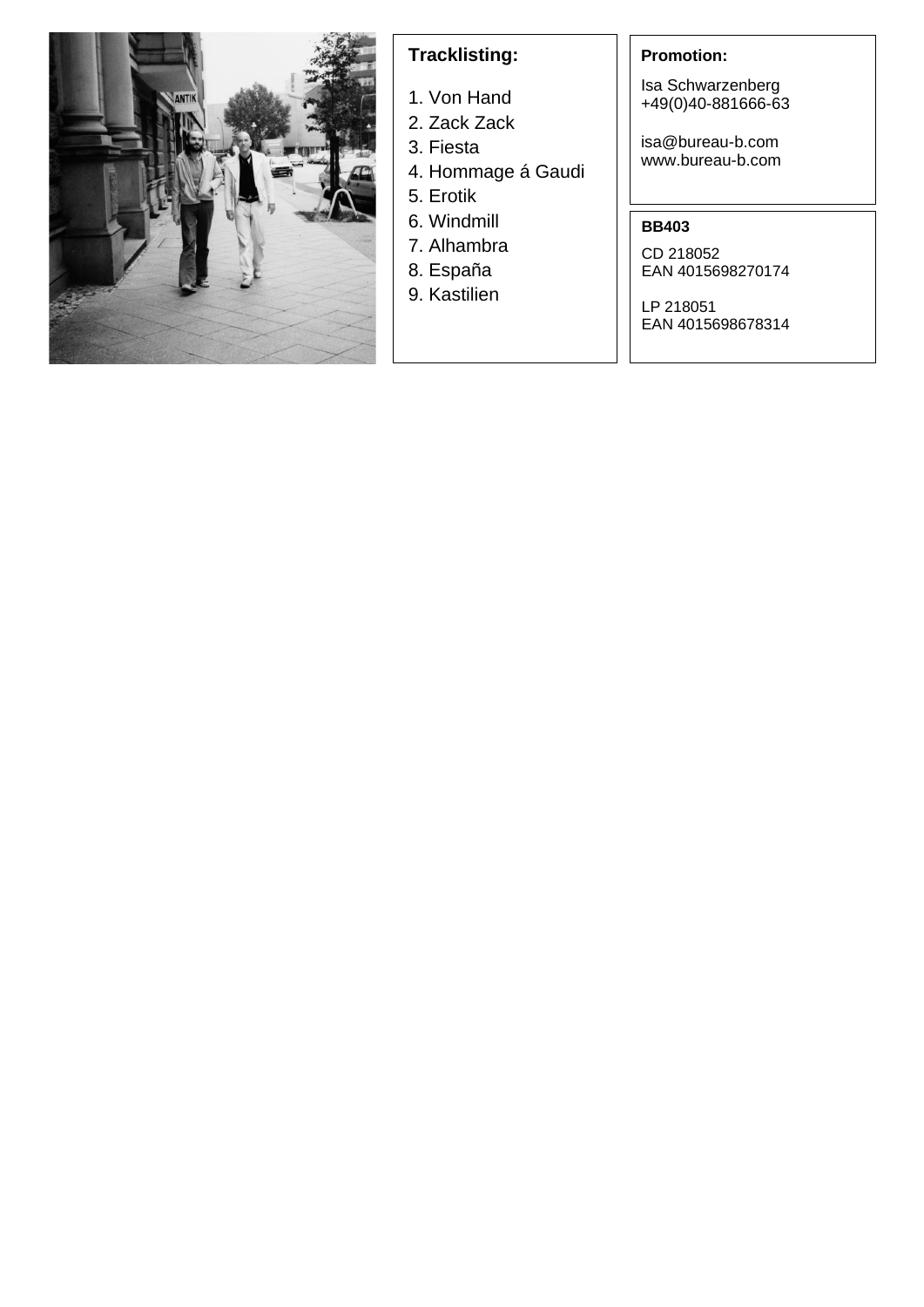**Tracklisting:**

1. Von Hand
2. Zack Zack
3. Fiesta
4. Hommage á Gaudi
5. Erotik
6. Windmill
7. Alhambra
8. España
9. Kastilien

**Promotion:**

Isa Schwarzenberg
+49(0)40-881666-63

isa@bureau-b.com
www.bureau-b.com

**BB403**

CD 218052
EAN 4015698270174

LP 218051
EAN 4015698678314